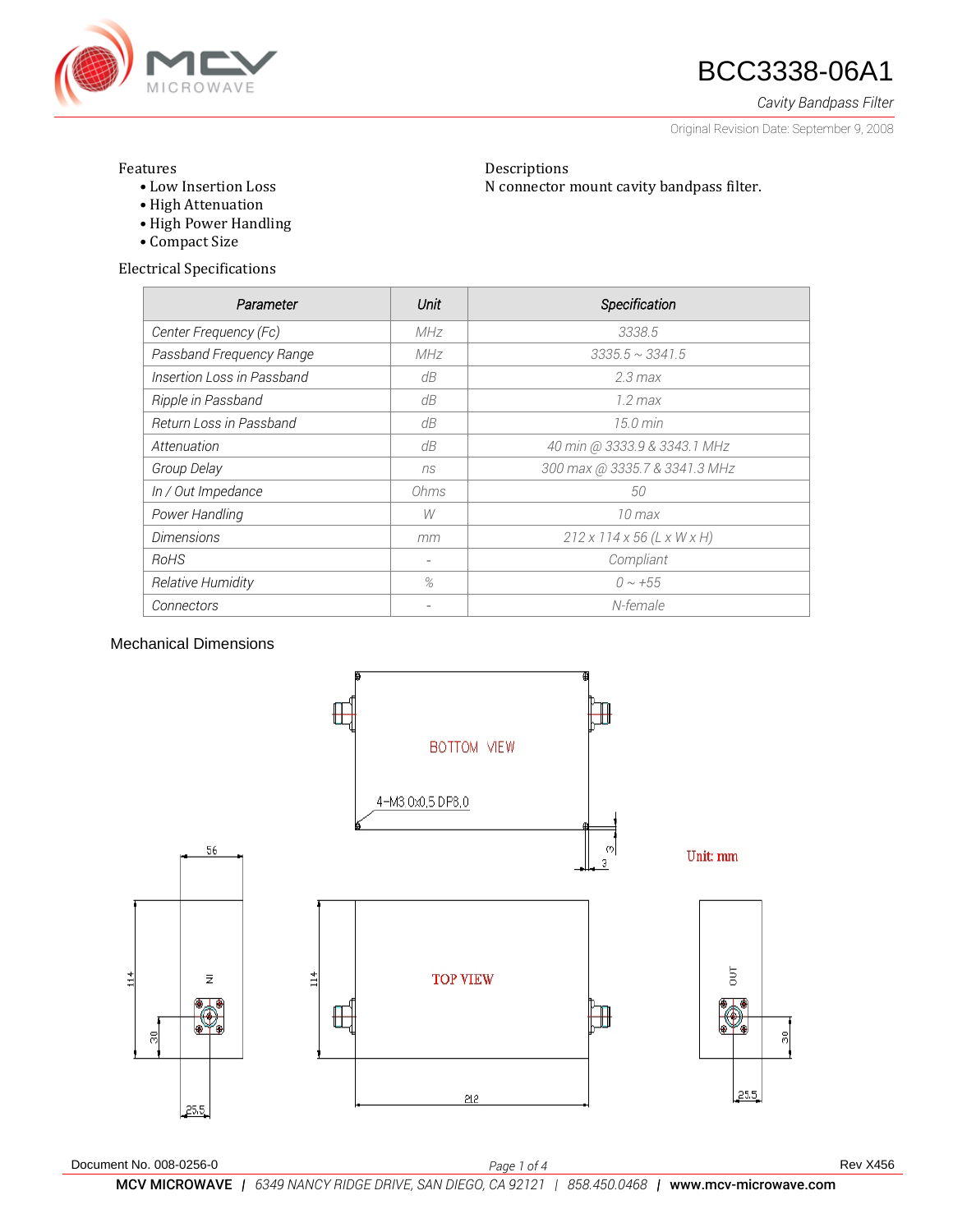# BCC3338-06A1

*Cavity Bandpass Filter*

Original Revision Date: September 9, 2008

Features
- Low Insertion Loss
- High Attenuation
- High Power Handling
- Compact Size

Descriptions

N connector mount cavity bandpass filter.

Electrical Specifications

| Parameter | Unit | Specification |
|---|---|---|
| Center Frequency (Fc) | MHz | 3338.5 |
| Passband Frequency Range | MHz | 3335.5 ~ 3341.5 |
| Insertion Loss in Passband | dB | 2.3 max |
| Ripple in Passband | dB | 1.2 max |
| Return Loss in Passband | dB | 15.0 min |
| Attenuation | dB | 40 min @ 3333.9 & 3343.1 MHz |
| Group Delay | ns | 300 max @ 3335.7 & 3341.3 MHz |
| In / Out Impedance | Ohms | 50 |
| Power Handling | W | 10 max |
| Dimensions | mm | 212 x 114 x 56 (L x W x H) |
| RoHS | - | Compliant |
| Relative Humidity | % | 0 ~ +55 |
| Connectors | - | N-female |

Mechanical Dimensions

BOTTOM VIEW

4-M3.0x0.5 DP8.0

3

3

Unit: mm

56

114

IN

30

25.5

114

TOP VIEW

212

OUT

30

25.5

Document No. 008-0256-0

Rev X456

**MCV MICROWAVE** | *6349 NANCY RIDGE DRIVE, SAN DIEGO, CA 92121* | *858.450.0468* | **www.mcv-microwave.com**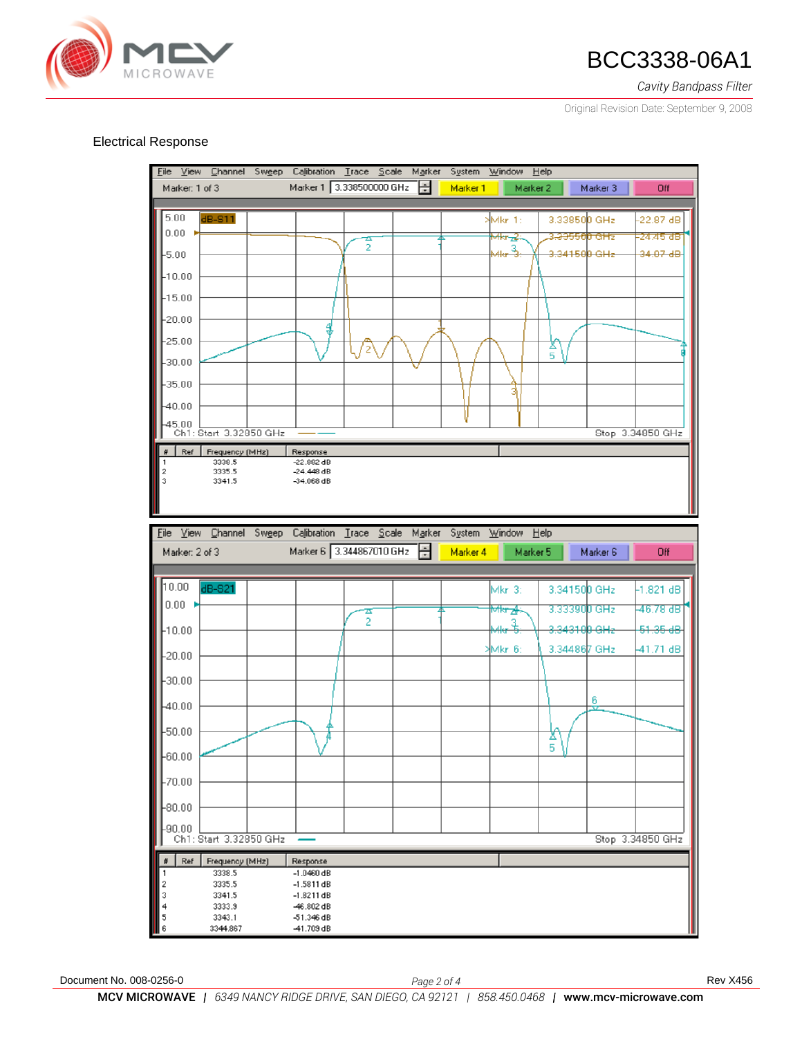## Electrical Response

| # | Ref | Frequency (MHz) | Response |
|---|---|---|---|
| 1 | | 3338.5 | -22.882 dB |
| 2 | | 3335.5 | -24.448 dB |
| 3 | | 3341.5 | -34.068 dB |

| # | Ref | Frequency (MHz) | Response |
|---|---|---|---|
| 1 | | 3338.5 | -1.0460 dB |
| 2 | | 3335.5 | -1.5811 dB |
| 3 | | 3341.5 | -1.8211 dB |
| 4 | | 3333.9 | -46.802 dB |
| 5 | | 3343.1 | -51.346 dB |
| 6 | | 3344.867 | -41.709 dB |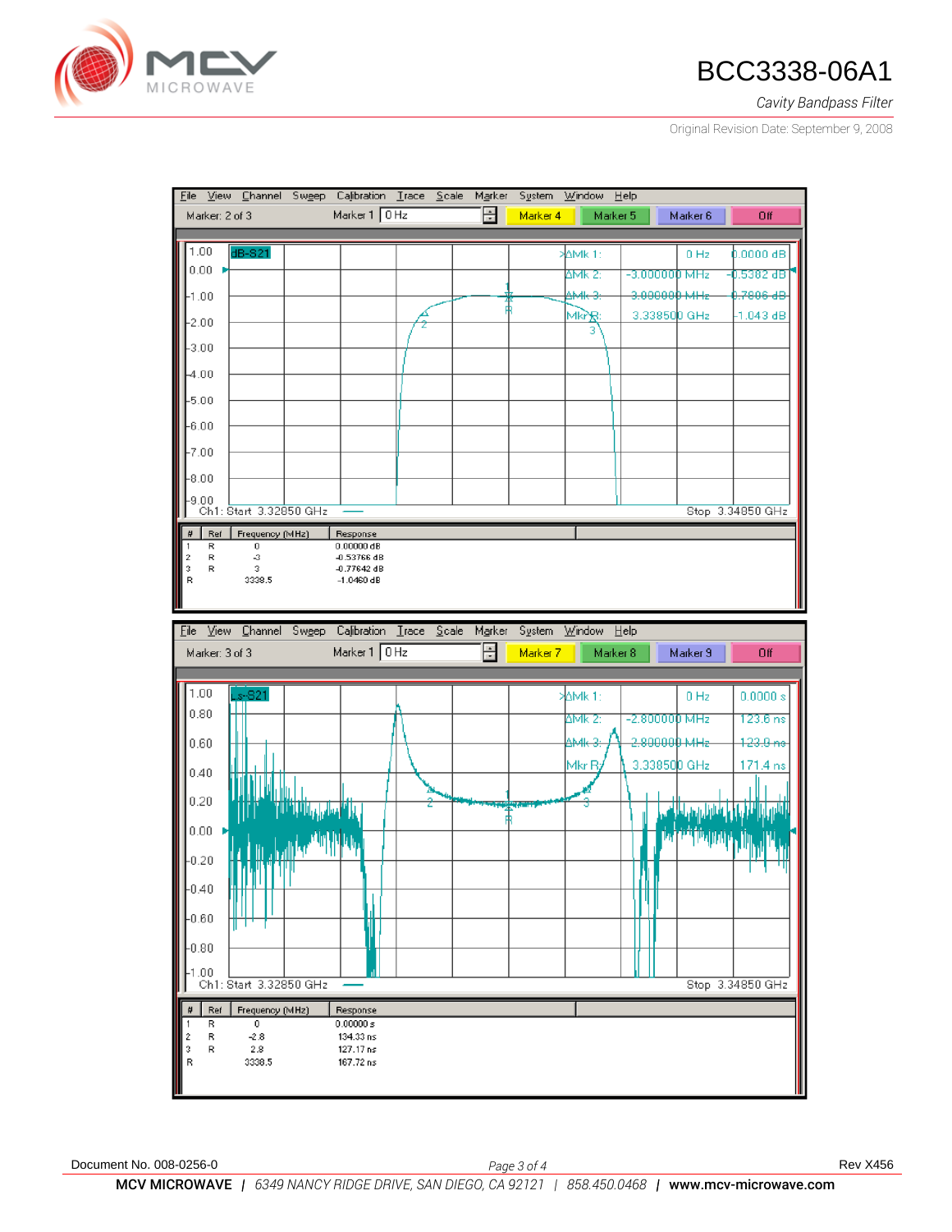# BCC3338-06A1

*Cavity Bandpass Filter*

Original Revision Date: September 9, 2008

File View Channel Sweep Calibration Trace Scale Marker System Window Help

Marker: 2 of 3 | Marker 1 | 0 Hz | Marker 4 | Marker 5 | Marker 6 | Off

dB-S21

| | | |
|---|---|---|
| >ΔMk 1: | 0 Hz | 0.0000 dB |
| ΔMk 2: | -3.000000 MHz | -0.5382 dB |
| ΔMk 3: | 3.000000 MHz | -0.7806 dB |
| Mkr R: | 3.338500 GHz | -1.043 dB |

Ch1: Start 3.32850 GHz — Stop 3.34850 GHz

| # | Ref | Frequency (MHz) | Response |
|---|---|---|---|
| 1 | R | 0 | 0.00000 dB |
| 2 | R | -3 | -0.53766 dB |
| 3 | R | 3 | -0.77642 dB |
| R | | 3338.5 | -1.0460 dB |

File View Channel Sweep Calibration Trace Scale Marker System Window Help

Marker: 3 of 3 | Marker 1 | 0 Hz | Marker 7 | Marker 8 | Marker 9 | Off

Ls-S21

| | | |
|---|---|---|
| >ΔMk 1: | 0 Hz | 0.0000 s |
| ΔMk 2: | -2.800000 MHz | 123.6 ns |
| ΔMk 3: | 2.800000 MHz | 123.0 ns |
| Mkr R: | 3.338500 GHz | 171.4 ns |

Ch1: Start 3.32850 GHz — Stop 3.34850 GHz

| # | Ref | Frequency (MHz) | Response |
|---|---|---|---|
| 1 | R | 0 | 0.00000 s |
| 2 | R | -2.8 | 134.33 ns |
| 3 | R | 2.8 | 127.17 ns |
| R | | 3338.5 | 167.72 ns |

Document No. 008-0256-0 Rev X456

**MCV MICROWAVE** | *6349 NANCY RIDGE DRIVE, SAN DIEGO, CA 92121* | *858.450.0468* | **www.mcv-microwave.com**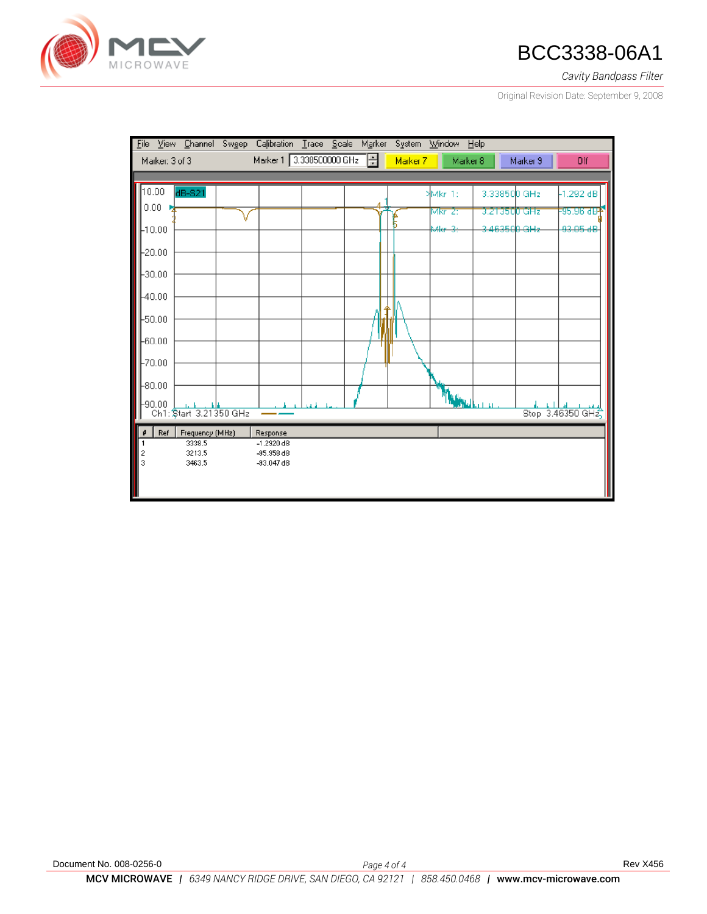# BCC3338-06A1

*Cavity Bandpass Filter*

Original Revision Date: September 9, 2008

File View Channel Sweep Calibration Trace Scale Marker System Window Help

Marker: 3 of 3 Marker 1 3.338500000 GHz Marker 7 Marker 8 Marker 9 Off

10.00 dB-S21

0.00

-10.00

-20.00

-30.00

-40.00

-50.00

-60.00

-70.00

-80.00

-90.00

>Mkr 1: 3.338500 GHz -1.292 dB

Mkr 2: 3.213500 GHz -95.96 dB

Mkr 3: 3.463500 GHz -93.05 dB

Ch1: Start 3.21350 GHz

Stop 3.46350 GHz

| # | Ref | Frequency (MHz) | Response |
|---|---|---|---|
| 1 | | 3338.5 | -1.2920 dB |
| 2 | | 3213.5 | -95.958 dB |
| 3 | | 3463.5 | -93.047 dB |

Document No. 008-0256-0

Rev X456